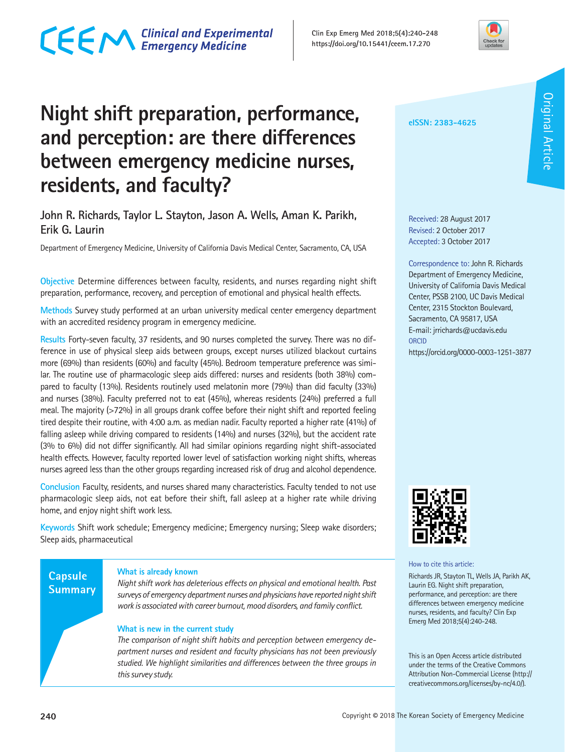# Night shift preparation, performance, and perception: are there differences between emergency medicine nurses, residents, and faculty?

**John R. Richards, Taylor L. Stayton, Jason A. Wells, Aman K. Parikh, Erik G. Laurin**

Department of Emergency Medicine, University of California Davis Medical Center, Sacramento, CA, USA

eISSN: 2383-4625

Original Article

Received: 28 August 2017
Revised: 2 October 2017
Accepted: 3 October 2017

Correspondence to: John R. Richards
Department of Emergency Medicine, University of California Davis Medical Center, PSSB 2100, UC Davis Medical Center, 2315 Stockton Boulevard, Sacramento, CA 95817, USA
E-mail: jrrichards@ucdavis.edu
ORCID
https://orcid.org/0000-0003-1251-3877

**Objective** Determine differences between faculty, residents, and nurses regarding night shift preparation, performance, recovery, and perception of emotional and physical health effects.

**Methods** Survey study performed at an urban university medical center emergency department with an accredited residency program in emergency medicine.

**Results** Forty-seven faculty, 37 residents, and 90 nurses completed the survey. There was no difference in use of physical sleep aids between groups, except nurses utilized blackout curtains more (69%) than residents (60%) and faculty (45%). Bedroom temperature preference was similar. The routine use of pharmacologic sleep aids differed: nurses and residents (both 38%) compared to faculty (13%). Residents routinely used melatonin more (79%) than did faculty (33%) and nurses (38%). Faculty preferred not to eat (45%), whereas residents (24%) preferred a full meal. The majority (>72%) in all groups drank coffee before their night shift and reported feeling tired despite their routine, with 4:00 a.m. as median nadir. Faculty reported a higher rate (41%) of falling asleep while driving compared to residents (14%) and nurses (32%), but the accident rate (3% to 6%) did not differ significantly. All had similar opinions regarding night shift-associated health effects. However, faculty reported lower level of satisfaction working night shifts, whereas nurses agreed less than the other groups regarding increased risk of drug and alcohol dependence.

**Conclusion** Faculty, residents, and nurses shared many characteristics. Faculty tended to not use pharmacologic sleep aids, not eat before their shift, fall asleep at a higher rate while driving home, and enjoy night shift work less.

**Keywords** Shift work schedule; Emergency medicine; Emergency nursing; Sleep wake disorders; Sleep aids, pharmaceutical

## Capsule Summary

### What is already known

*Night shift work has deleterious effects on physical and emotional health. Past surveys of emergency department nurses and physicians have reported night shift work is associated with career burnout, mood disorders, and family conflict.*

### What is new in the current study

*The comparison of night shift habits and perception between emergency department nurses and resident and faculty physicians has not been previously studied. We highlight similarities and differences between the three groups in this survey study.*

How to cite this article:
Richards JR, Stayton TL, Wells JA, Parikh AK, Laurin EG. Night shift preparation, performance, and perception: are there differences between emergency medicine nurses, residents, and faculty? Clin Exp Emerg Med 2018;5(4):240-248.

This is an Open Access article distributed under the terms of the Creative Commons Attribution Non-Commercial License (http://creativecommons.org/licenses/by-nc/4.0/).

Copyright © 2018 The Korean Society of Emergency Medicine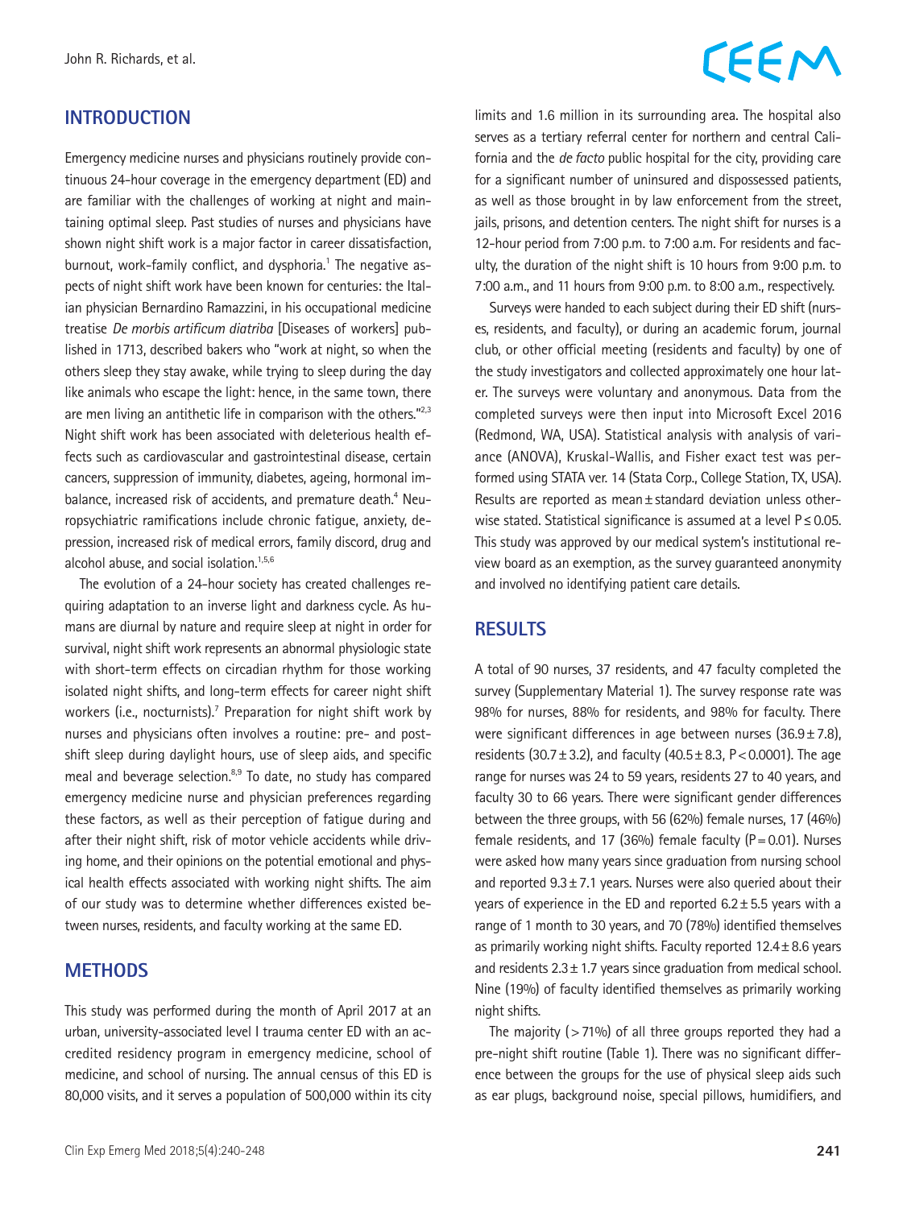## INTRODUCTION

Emergency medicine nurses and physicians routinely provide continuous 24-hour coverage in the emergency department (ED) and are familiar with the challenges of working at night and maintaining optimal sleep. Past studies of nurses and physicians have shown night shift work is a major factor in career dissatisfaction, burnout, work-family conflict, and dysphoria.[1] The negative aspects of night shift work have been known for centuries: the Italian physician Bernardino Ramazzini, in his occupational medicine treatise *De morbis artificum diatriba* [Diseases of workers] published in 1713, described bakers who "work at night, so when the others sleep they stay awake, while trying to sleep during the day like animals who escape the light: hence, in the same town, there are men living an antithetic life in comparison with the others."[2,3] Night shift work has been associated with deleterious health effects such as cardiovascular and gastrointestinal disease, certain cancers, suppression of immunity, diabetes, ageing, hormonal imbalance, increased risk of accidents, and premature death.[4] Neuropsychiatric ramifications include chronic fatigue, anxiety, depression, increased risk of medical errors, family discord, drug and alcohol abuse, and social isolation.[1,5,6]

The evolution of a 24-hour society has created challenges requiring adaptation to an inverse light and darkness cycle. As humans are diurnal by nature and require sleep at night in order for survival, night shift work represents an abnormal physiologic state with short-term effects on circadian rhythm for those working isolated night shifts, and long-term effects for career night shift workers (i.e., nocturnists).[7] Preparation for night shift work by nurses and physicians often involves a routine: pre- and post-shift sleep during daylight hours, use of sleep aids, and specific meal and beverage selection.[8,9] To date, no study has compared emergency medicine nurse and physician preferences regarding these factors, as well as their perception of fatigue during and after their night shift, risk of motor vehicle accidents while driving home, and their opinions on the potential emotional and physical health effects associated with working night shifts. The aim of our study was to determine whether differences existed between nurses, residents, and faculty working at the same ED.

## METHODS

This study was performed during the month of April 2017 at an urban, university-associated level I trauma center ED with an accredited residency program in emergency medicine, school of medicine, and school of nursing. The annual census of this ED is 80,000 visits, and it serves a population of 500,000 within its city limits and 1.6 million in its surrounding area. The hospital also serves as a tertiary referral center for northern and central California and the *de facto* public hospital for the city, providing care for a significant number of uninsured and dispossessed patients, as well as those brought in by law enforcement from the street, jails, prisons, and detention centers. The night shift for nurses is a 12-hour period from 7:00 p.m. to 7:00 a.m. For residents and faculty, the duration of the night shift is 10 hours from 9:00 p.m. to 7:00 a.m., and 11 hours from 9:00 p.m. to 8:00 a.m., respectively.

Surveys were handed to each subject during their ED shift (nurses, residents, and faculty), or during an academic forum, journal club, or other official meeting (residents and faculty) by one of the study investigators and collected approximately one hour later. The surveys were voluntary and anonymous. Data from the completed surveys were then input into Microsoft Excel 2016 (Redmond, WA, USA). Statistical analysis with analysis of variance (ANOVA), Kruskal-Wallis, and Fisher exact test was performed using STATA ver. 14 (Stata Corp., College Station, TX, USA). Results are reported as mean ± standard deviation unless otherwise stated. Statistical significance is assumed at a level $P \leq 0.05$. This study was approved by our medical system's institutional review board as an exemption, as the survey guaranteed anonymity and involved no identifying patient care details.

## RESULTS

A total of 90 nurses, 37 residents, and 47 faculty completed the survey (Supplementary Material 1). The survey response rate was 98% for nurses, 88% for residents, and 98% for faculty. There were significant differences in age between nurses (36.9 ± 7.8), residents (30.7 ± 3.2), and faculty (40.5 ± 8.3, $P < 0.0001$). The age range for nurses was 24 to 59 years, residents 27 to 40 years, and faculty 30 to 66 years. There were significant gender differences between the three groups, with 56 (62%) female nurses, 17 (46%) female residents, and 17 (36%) female faculty ($P = 0.01$). Nurses were asked how many years since graduation from nursing school and reported 9.3 ± 7.1 years. Nurses were also queried about their years of experience in the ED and reported 6.2 ± 5.5 years with a range of 1 month to 30 years, and 70 (78%) identified themselves as primarily working night shifts. Faculty reported 12.4 ± 8.6 years and residents 2.3 ± 1.7 years since graduation from medical school. Nine (19%) of faculty identified themselves as primarily working night shifts.

The majority (> 71%) of all three groups reported they had a pre-night shift routine (Table 1). There was no significant difference between the groups for the use of physical sleep aids such as ear plugs, background noise, special pillows, humidifiers, and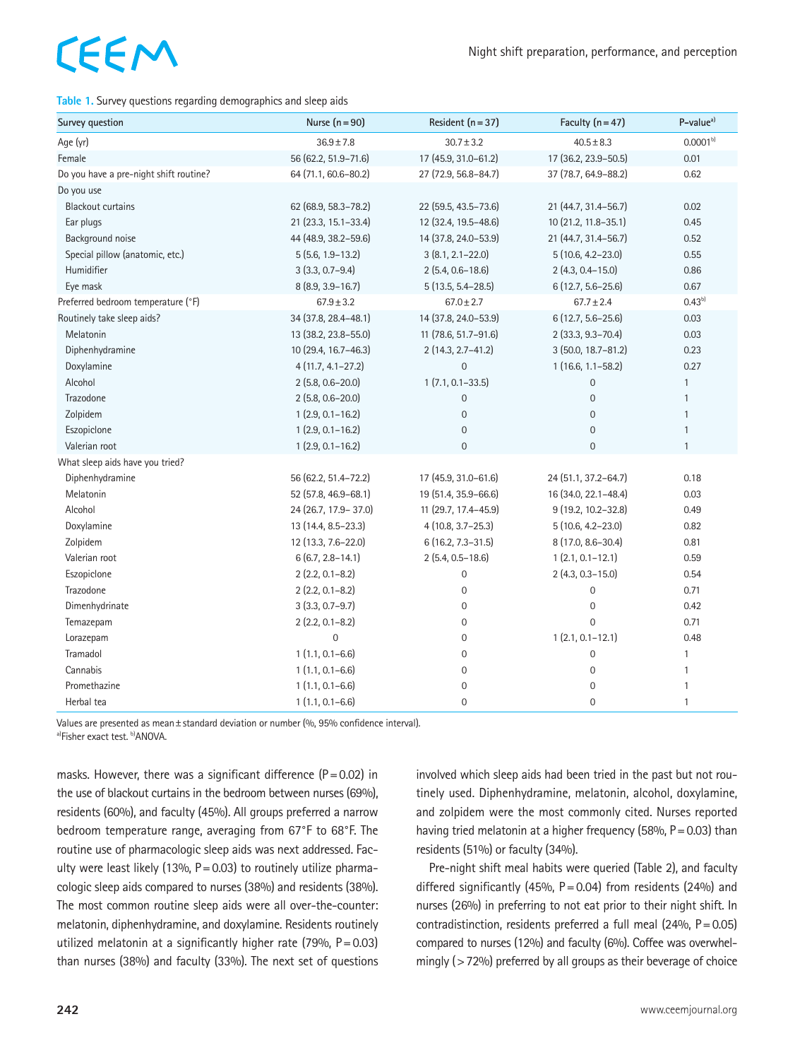**Table 1.** Survey questions regarding demographics and sleep aids

| Survey question | Nurse (n = 90) | Resident (n = 37) | Faculty (n = 47) | P-value[a)] |
|---|---|---|---|---|
| Age (yr) | 36.9 ± 7.8 | 30.7 ± 3.2 | 40.5 ± 8.3 | 0.0001[b)] |
| Female | 56 (62.2, 51.9–71.6) | 17 (45.9, 31.0–61.2) | 17 (36.2, 23.9–50.5) | 0.01 |
| Do you have a pre-night shift routine? | 64 (71.1, 60.6–80.2) | 27 (72.9, 56.8–84.7) | 37 (78.7, 64.9–88.2) | 0.62 |
| Do you use | | | | |
| Blackout curtains | 62 (68.9, 58.3–78.2) | 22 (59.5, 43.5–73.6) | 21 (44.7, 31.4–56.7) | 0.02 |
| Ear plugs | 21 (23.3, 15.1–33.4) | 12 (32.4, 19.5–48.6) | 10 (21.2, 11.8–35.1) | 0.45 |
| Background noise | 44 (48.9, 38.2–59.6) | 14 (37.8, 24.0–53.9) | 21 (44.7, 31.4–56.7) | 0.52 |
| Special pillow (anatomic, etc.) | 5 (5.6, 1.9–13.2) | 3 (8.1, 2.1–22.0) | 5 (10.6, 4.2–23.0) | 0.55 |
| Humidifier | 3 (3.3, 0.7–9.4) | 2 (5.4, 0.6–18.6) | 2 (4.3, 0.4–15.0) | 0.86 |
| Eye mask | 8 (8.9, 3.9–16.7) | 5 (13.5, 5.4–28.5) | 6 (12.7, 5.6–25.6) | 0.67 |
| Preferred bedroom temperature (°F) | 67.9 ± 3.2 | 67.0 ± 2.7 | 67.7 ± 2.4 | 0.43[b)] |
| Routinely take sleep aids? | 34 (37.8, 28.4–48.1) | 14 (37.8, 24.0–53.9) | 6 (12.7, 5.6–25.6) | 0.03 |
| Melatonin | 13 (38.2, 23.8–55.0) | 11 (78.6, 51.7–91.6) | 2 (33.3, 9.3–70.4) | 0.03 |
| Diphenhydramine | 10 (29.4, 16.7–46.3) | 2 (14.3, 2.7–41.2) | 3 (50.0, 18.7–81.2) | 0.23 |
| Doxylamine | 4 (11.7, 4.1–27.2) | 0 | 1 (16.6, 1.1–58.2) | 0.27 |
| Alcohol | 2 (5.8, 0.6–20.0) | 1 (7.1, 0.1–33.5) | 0 | 1 |
| Trazodone | 2 (5.8, 0.6–20.0) | 0 | 0 | 1 |
| Zolpidem | 1 (2.9, 0.1–16.2) | 0 | 0 | 1 |
| Eszopiclone | 1 (2.9, 0.1–16.2) | 0 | 0 | 1 |
| Valerian root | 1 (2.9, 0.1–16.2) | 0 | 0 | 1 |
| What sleep aids have you tried? | | | | |
| Diphenhydramine | 56 (62.2, 51.4–72.2) | 17 (45.9, 31.0–61.6) | 24 (51.1, 37.2–64.7) | 0.18 |
| Melatonin | 52 (57.8, 46.9–68.1) | 19 (51.4, 35.9–66.6) | 16 (34.0, 22.1–48.4) | 0.03 |
| Alcohol | 24 (26.7, 17.9– 37.0) | 11 (29.7, 17.4–45.9) | 9 (19.2, 10.2–32.8) | 0.49 |
| Doxylamine | 13 (14.4, 8.5–23.3) | 4 (10.8, 3.7–25.3) | 5 (10.6, 4.2–23.0) | 0.82 |
| Zolpidem | 12 (13.3, 7.6–22.0) | 6 (16.2, 7.3–31.5) | 8 (17.0, 8.6–30.4) | 0.81 |
| Valerian root | 6 (6.7, 2.8–14.1) | 2 (5.4, 0.5–18.6) | 1 (2.1, 0.1–12.1) | 0.59 |
| Eszopiclone | 2 (2.2, 0.1–8.2) | 0 | 2 (4.3, 0.3–15.0) | 0.54 |
| Trazodone | 2 (2.2, 0.1–8.2) | 0 | 0 | 0.71 |
| Dimenhydrinate | 3 (3.3, 0.7–9.7) | 0 | 0 | 0.42 |
| Temazepam | 2 (2.2, 0.1–8.2) | 0 | 0 | 0.71 |
| Lorazepam | 0 | 0 | 1 (2.1, 0.1–12.1) | 0.48 |
| Tramadol | 1 (1.1, 0.1–6.6) | 0 | 0 | 1 |
| Cannabis | 1 (1.1, 0.1–6.6) | 0 | 0 | 1 |
| Promethazine | 1 (1.1, 0.1–6.6) | 0 | 0 | 1 |
| Herbal tea | 1 (1.1, 0.1–6.6) | 0 | 0 | 1 |

Values are presented as mean ± standard deviation or number (%, 95% confidence interval).
a)Fisher exact test. b)ANOVA.

masks. However, there was a significant difference (P = 0.02) in the use of blackout curtains in the bedroom between nurses (69%), residents (60%), and faculty (45%). All groups preferred a narrow bedroom temperature range, averaging from 67°F to 68°F. The routine use of pharmacologic sleep aids was next addressed. Faculty were least likely (13%, P = 0.03) to routinely utilize pharmacologic sleep aids compared to nurses (38%) and residents (38%). The most common routine sleep aids were all over-the-counter: melatonin, diphenhydramine, and doxylamine. Residents routinely utilized melatonin at a significantly higher rate (79%, P = 0.03) than nurses (38%) and faculty (33%). The next set of questions involved which sleep aids had been tried in the past but not routinely used. Diphenhydramine, melatonin, alcohol, doxylamine, and zolpidem were the most commonly cited. Nurses reported having tried melatonin at a higher frequency (58%, P = 0.03) than residents (51%) or faculty (34%).

Pre-night shift meal habits were queried (Table 2), and faculty differed significantly (45%, P = 0.04) from residents (24%) and nurses (26%) in preferring to not eat prior to their night shift. In contradistinction, residents preferred a full meal (24%, P = 0.05) compared to nurses (12%) and faculty (6%). Coffee was overwhelmingly (> 72%) preferred by all groups as their beverage of choice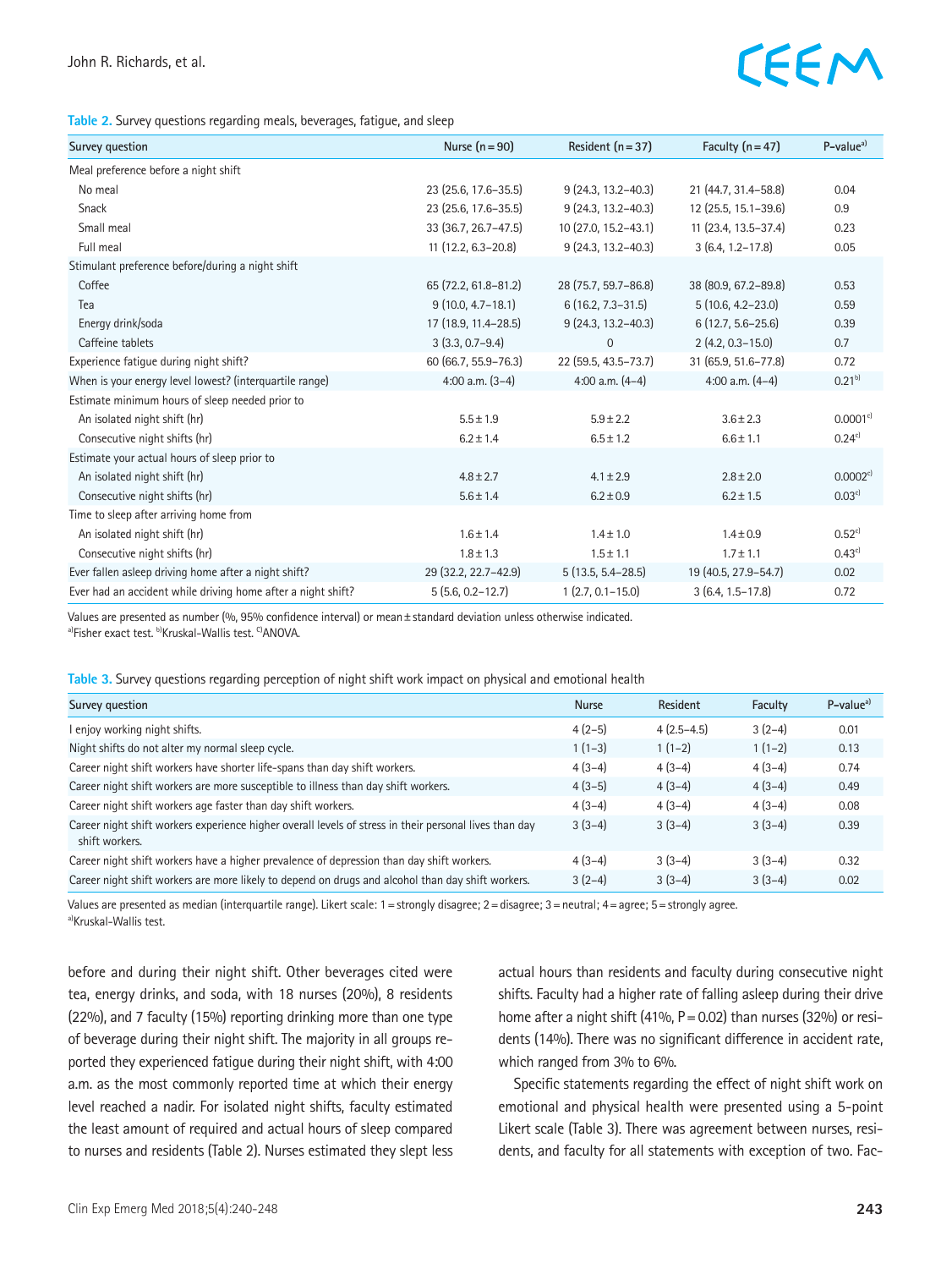**Table 2.** Survey questions regarding meals, beverages, fatigue, and sleep

| Survey question | Nurse (n=90) | Resident (n=37) | Faculty (n=47) | P-value[a)] |
|---|---|---|---|---|
| Meal preference before a night shift | | | | |
| No meal | 23 (25.6, 17.6–35.5) | 9 (24.3, 13.2–40.3) | 21 (44.7, 31.4–58.8) | 0.04 |
| Snack | 23 (25.6, 17.6–35.5) | 9 (24.3, 13.2–40.3) | 12 (25.5, 15.1–39.6) | 0.9 |
| Small meal | 33 (36.7, 26.7–47.5) | 10 (27.0, 15.2–43.1) | 11 (23.4, 13.5–37.4) | 0.23 |
| Full meal | 11 (12.2, 6.3–20.8) | 9 (24.3, 13.2–40.3) | 3 (6.4, 1.2–17.8) | 0.05 |
| Stimulant preference before/during a night shift | | | | |
| Coffee | 65 (72.2, 61.8–81.2) | 28 (75.7, 59.7–86.8) | 38 (80.9, 67.2–89.8) | 0.53 |
| Tea | 9 (10.0, 4.7–18.1) | 6 (16.2, 7.3–31.5) | 5 (10.6, 4.2–23.0) | 0.59 |
| Energy drink/soda | 17 (18.9, 11.4–28.5) | 9 (24.3, 13.2–40.3) | 6 (12.7, 5.6–25.6) | 0.39 |
| Caffeine tablets | 3 (3.3, 0.7–9.4) | 0 | 2 (4.2, 0.3–15.0) | 0.7 |
| Experience fatigue during night shift? | 60 (66.7, 55.9–76.3) | 22 (59.5, 43.5–73.7) | 31 (65.9, 51.6–77.8) | 0.72 |
| When is your energy level lowest? (interquartile range) | 4:00 a.m. (3–4) | 4:00 a.m. (4–4) | 4:00 a.m. (4–4) | 0.21[b)] |
| Estimate minimum hours of sleep needed prior to | | | | |
| An isolated night shift (hr) | 5.5±1.9 | 5.9±2.2 | 3.6±2.3 | 0.0001[c)] |
| Consecutive night shifts (hr) | 6.2±1.4 | 6.5±1.2 | 6.6±1.1 | 0.24[c)] |
| Estimate your actual hours of sleep prior to | | | | |
| An isolated night shift (hr) | 4.8±2.7 | 4.1±2.9 | 2.8±2.0 | 0.0002[c)] |
| Consecutive night shifts (hr) | 5.6±1.4 | 6.2±0.9 | 6.2±1.5 | 0.03[c)] |
| Time to sleep after arriving home from | | | | |
| An isolated night shift (hr) | 1.6±1.4 | 1.4±1.0 | 1.4±0.9 | 0.52[c)] |
| Consecutive night shifts (hr) | 1.8±1.3 | 1.5±1.1 | 1.7±1.1 | 0.43[c)] |
| Ever fallen asleep driving home after a night shift? | 29 (32.2, 22.7–42.9) | 5 (13.5, 5.4–28.5) | 19 (40.5, 27.9–54.7) | 0.02 |
| Ever had an accident while driving home after a night shift? | 5 (5.6, 0.2–12.7) | 1 (2.7, 0.1–15.0) | 3 (6.4, 1.5–17.8) | 0.72 |

Values are presented as number (%, 95% confidence interval) or mean±standard deviation unless otherwise indicated.
[a)]Fisher exact test. [b)]Kruskal-Wallis test. [c)]ANOVA.

**Table 3.** Survey questions regarding perception of night shift work impact on physical and emotional health

| Survey question | Nurse | Resident | Faculty | P-value[a)] |
|---|---|---|---|---|
| I enjoy working night shifts. | 4 (2–5) | 4 (2.5–4.5) | 3 (2–4) | 0.01 |
| Night shifts do not alter my normal sleep cycle. | 1 (1–3) | 1 (1–2) | 1 (1–2) | 0.13 |
| Career night shift workers have shorter life-spans than day shift workers. | 4 (3–4) | 4 (3–4) | 4 (3–4) | 0.74 |
| Career night shift workers are more susceptible to illness than day shift workers. | 4 (3–5) | 4 (3–4) | 4 (3–4) | 0.49 |
| Career night shift workers age faster than day shift workers. | 4 (3–4) | 4 (3–4) | 4 (3–4) | 0.08 |
| Career night shift workers experience higher overall levels of stress in their personal lives than day shift workers. | 3 (3–4) | 3 (3–4) | 3 (3–4) | 0.39 |
| Career night shift workers have a higher prevalence of depression than day shift workers. | 4 (3–4) | 3 (3–4) | 3 (3–4) | 0.32 |
| Career night shift workers are more likely to depend on drugs and alcohol than day shift workers. | 3 (2–4) | 3 (3–4) | 3 (3–4) | 0.02 |

Values are presented as median (interquartile range). Likert scale: 1=strongly disagree; 2=disagree; 3=neutral; 4=agree; 5=strongly agree.
[a)]Kruskal-Wallis test.

before and during their night shift. Other beverages cited were tea, energy drinks, and soda, with 18 nurses (20%), 8 residents (22%), and 7 faculty (15%) reporting drinking more than one type of beverage during their night shift. The majority in all groups reported they experienced fatigue during their night shift, with 4:00 a.m. as the most commonly reported time at which their energy level reached a nadir. For isolated night shifts, faculty estimated the least amount of required and actual hours of sleep compared to nurses and residents (Table 2). Nurses estimated they slept less actual hours than residents and faculty during consecutive night shifts. Faculty had a higher rate of falling asleep during their drive home after a night shift (41%, P=0.02) than nurses (32%) or residents (14%). There was no significant difference in accident rate, which ranged from 3% to 6%.

Specific statements regarding the effect of night shift work on emotional and physical health were presented using a 5-point Likert scale (Table 3). There was agreement between nurses, residents, and faculty for all statements with exception of two. Fac-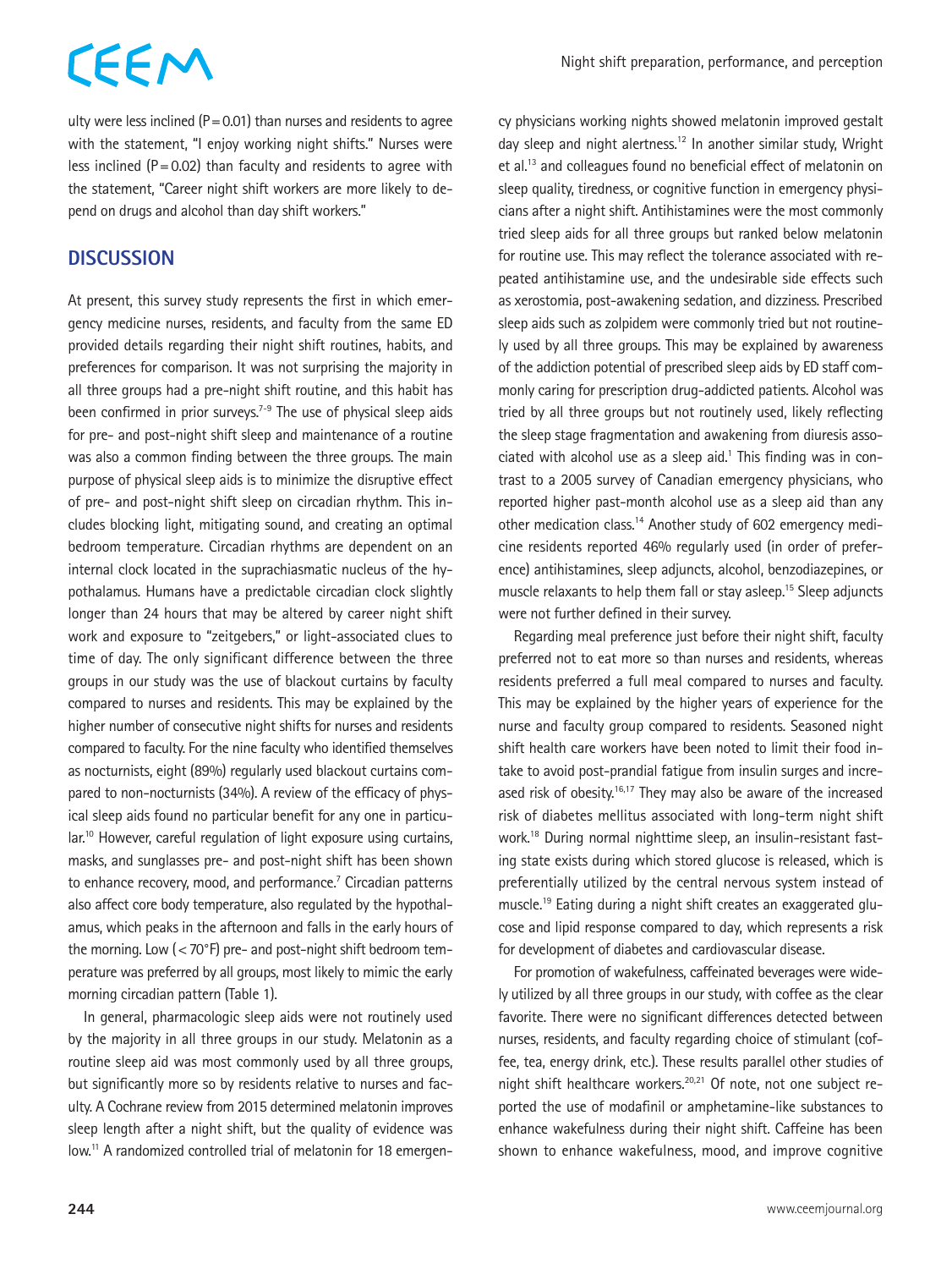ulty were less inclined (P = 0.01) than nurses and residents to agree with the statement, "I enjoy working night shifts." Nurses were less inclined (P = 0.02) than faculty and residents to agree with the statement, "Career night shift workers are more likely to depend on drugs and alcohol than day shift workers."

## DISCUSSION

At present, this survey study represents the first in which emergency medicine nurses, residents, and faculty from the same ED provided details regarding their night shift routines, habits, and preferences for comparison. It was not surprising the majority in all three groups had a pre-night shift routine, and this habit has been confirmed in prior surveys.[7-9] The use of physical sleep aids for pre- and post-night shift sleep and maintenance of a routine was also a common finding between the three groups. The main purpose of physical sleep aids is to minimize the disruptive effect of pre- and post-night shift sleep on circadian rhythm. This includes blocking light, mitigating sound, and creating an optimal bedroom temperature. Circadian rhythms are dependent on an internal clock located in the suprachiasmatic nucleus of the hypothalamus. Humans have a predictable circadian clock slightly longer than 24 hours that may be altered by career night shift work and exposure to "zeitgebers," or light-associated clues to time of day. The only significant difference between the three groups in our study was the use of blackout curtains by faculty compared to nurses and residents. This may be explained by the higher number of consecutive night shifts for nurses and residents compared to faculty. For the nine faculty who identified themselves as nocturnists, eight (89%) regularly used blackout curtains compared to non-nocturnists (34%). A review of the efficacy of physical sleep aids found no particular benefit for any one in particular.[10] However, careful regulation of light exposure using curtains, masks, and sunglasses pre- and post-night shift has been shown to enhance recovery, mood, and performance.[7] Circadian patterns also affect core body temperature, also regulated by the hypothalamus, which peaks in the afternoon and falls in the early hours of the morning. Low (< 70°F) pre- and post-night shift bedroom temperature was preferred by all groups, most likely to mimic the early morning circadian pattern (Table 1).

In general, pharmacologic sleep aids were not routinely used by the majority in all three groups in our study. Melatonin as a routine sleep aid was most commonly used by all three groups, but significantly more so by residents relative to nurses and faculty. A Cochrane review from 2015 determined melatonin improves sleep length after a night shift, but the quality of evidence was low.[11] A randomized controlled trial of melatonin for 18 emergency physicians working nights showed melatonin improved gestalt day sleep and night alertness.[12] In another similar study, Wright et al.[13] and colleagues found no beneficial effect of melatonin on sleep quality, tiredness, or cognitive function in emergency physicians after a night shift. Antihistamines were the most commonly tried sleep aids for all three groups but ranked below melatonin for routine use. This may reflect the tolerance associated with repeated antihistamine use, and the undesirable side effects such as xerostomia, post-awakening sedation, and dizziness. Prescribed sleep aids such as zolpidem were commonly tried but not routinely used by all three groups. This may be explained by awareness of the addiction potential of prescribed sleep aids by ED staff commonly caring for prescription drug-addicted patients. Alcohol was tried by all three groups but not routinely used, likely reflecting the sleep stage fragmentation and awakening from diuresis associated with alcohol use as a sleep aid.[1] This finding was in contrast to a 2005 survey of Canadian emergency physicians, who reported higher past-month alcohol use as a sleep aid than any other medication class.[14] Another study of 602 emergency medicine residents reported 46% regularly used (in order of preference) antihistamines, sleep adjuncts, alcohol, benzodiazepines, or muscle relaxants to help them fall or stay asleep.[15] Sleep adjuncts were not further defined in their survey.

Regarding meal preference just before their night shift, faculty preferred not to eat more so than nurses and residents, whereas residents preferred a full meal compared to nurses and faculty. This may be explained by the higher years of experience for the nurse and faculty group compared to residents. Seasoned night shift health care workers have been noted to limit their food intake to avoid post-prandial fatigue from insulin surges and increased risk of obesity.[16,17] They may also be aware of the increased risk of diabetes mellitus associated with long-term night shift work.[18] During normal nighttime sleep, an insulin-resistant fasting state exists during which stored glucose is released, which is preferentially utilized by the central nervous system instead of muscle.[19] Eating during a night shift creates an exaggerated glucose and lipid response compared to day, which represents a risk for development of diabetes and cardiovascular disease.

For promotion of wakefulness, caffeinated beverages were widely utilized by all three groups in our study, with coffee as the clear favorite. There were no significant differences detected between nurses, residents, and faculty regarding choice of stimulant (coffee, tea, energy drink, etc.). These results parallel other studies of night shift healthcare workers.[20,21] Of note, not one subject reported the use of modafinil or amphetamine-like substances to enhance wakefulness during their night shift. Caffeine has been shown to enhance wakefulness, mood, and improve cognitive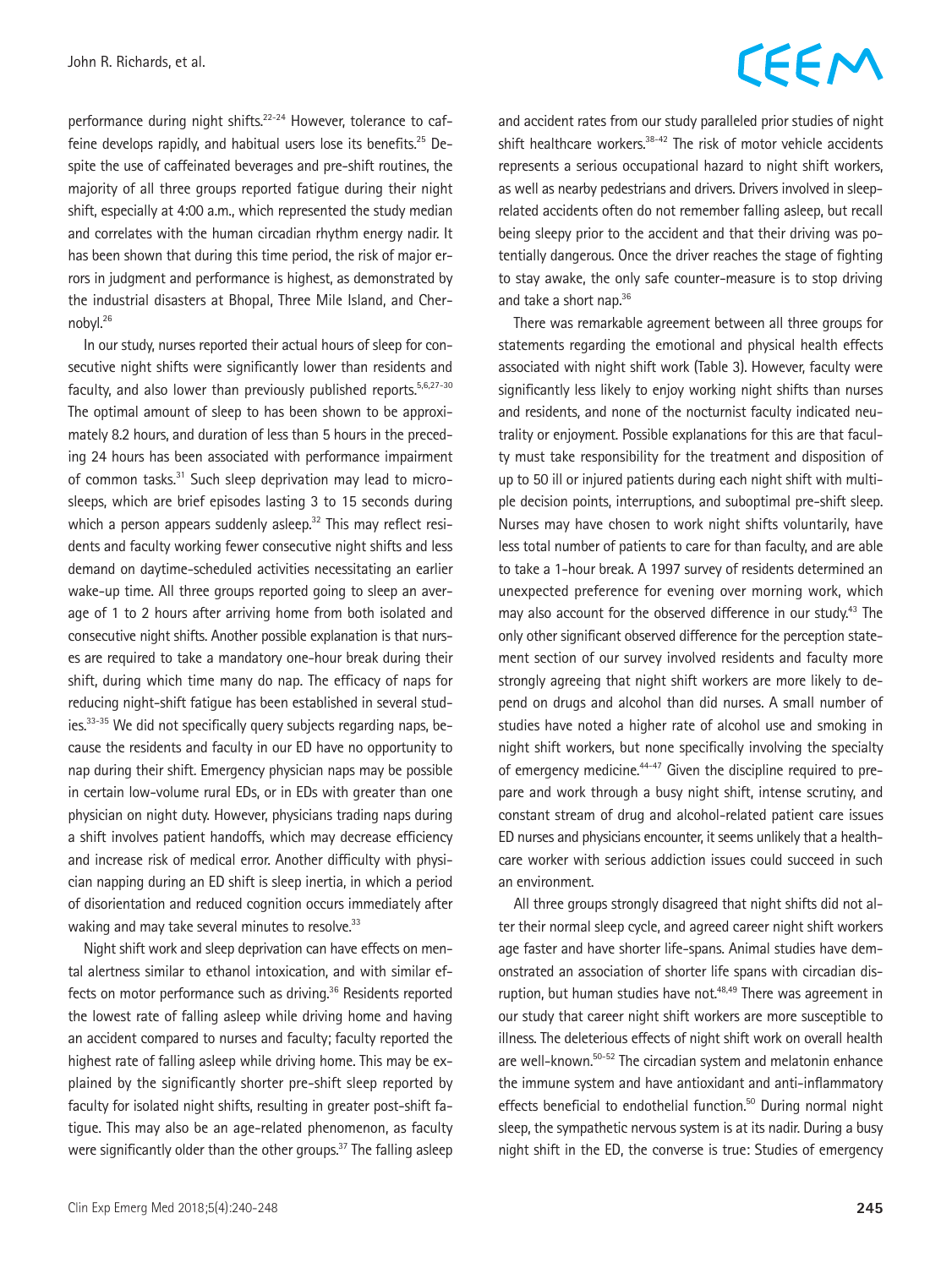performance during night shifts.[22-24] However, tolerance to caffeine develops rapidly, and habitual users lose its benefits.[25] Despite the use of caffeinated beverages and pre-shift routines, the majority of all three groups reported fatigue during their night shift, especially at 4:00 a.m., which represented the study median and correlates with the human circadian rhythm energy nadir. It has been shown that during this time period, the risk of major errors in judgment and performance is highest, as demonstrated by the industrial disasters at Bhopal, Three Mile Island, and Chernobyl.[26]

In our study, nurses reported their actual hours of sleep for consecutive night shifts were significantly lower than residents and faculty, and also lower than previously published reports.[5,6,27-30] The optimal amount of sleep to has been shown to be approximately 8.2 hours, and duration of less than 5 hours in the preceding 24 hours has been associated with performance impairment of common tasks.[31] Such sleep deprivation may lead to microsleeps, which are brief episodes lasting 3 to 15 seconds during which a person appears suddenly asleep.[32] This may reflect residents and faculty working fewer consecutive night shifts and less demand on daytime-scheduled activities necessitating an earlier wake-up time. All three groups reported going to sleep an average of 1 to 2 hours after arriving home from both isolated and consecutive night shifts. Another possible explanation is that nurses are required to take a mandatory one-hour break during their shift, during which time many do nap. The efficacy of naps for reducing night-shift fatigue has been established in several studies.[33-35] We did not specifically query subjects regarding naps, because the residents and faculty in our ED have no opportunity to nap during their shift. Emergency physician naps may be possible in certain low-volume rural EDs, or in EDs with greater than one physician on night duty. However, physicians trading naps during a shift involves patient handoffs, which may decrease efficiency and increase risk of medical error. Another difficulty with physician napping during an ED shift is sleep inertia, in which a period of disorientation and reduced cognition occurs immediately after waking and may take several minutes to resolve.[33]

Night shift work and sleep deprivation can have effects on mental alertness similar to ethanol intoxication, and with similar effects on motor performance such as driving.[36] Residents reported the lowest rate of falling asleep while driving home and having an accident compared to nurses and faculty; faculty reported the highest rate of falling asleep while driving home. This may be explained by the significantly shorter pre-shift sleep reported by faculty for isolated night shifts, resulting in greater post-shift fatigue. This may also be an age-related phenomenon, as faculty were significantly older than the other groups.[37] The falling asleep and accident rates from our study paralleled prior studies of night shift healthcare workers.[38-42] The risk of motor vehicle accidents represents a serious occupational hazard to night shift workers, as well as nearby pedestrians and drivers. Drivers involved in sleep-related accidents often do not remember falling asleep, but recall being sleepy prior to the accident and that their driving was potentially dangerous. Once the driver reaches the stage of fighting to stay awake, the only safe counter-measure is to stop driving and take a short nap.[36]

There was remarkable agreement between all three groups for statements regarding the emotional and physical health effects associated with night shift work (Table 3). However, faculty were significantly less likely to enjoy working night shifts than nurses and residents, and none of the nocturnist faculty indicated neutrality or enjoyment. Possible explanations for this are that faculty must take responsibility for the treatment and disposition of up to 50 ill or injured patients during each night shift with multiple decision points, interruptions, and suboptimal pre-shift sleep. Nurses may have chosen to work night shifts voluntarily, have less total number of patients to care for than faculty, and are able to take a 1-hour break. A 1997 survey of residents determined an unexpected preference for evening over morning work, which may also account for the observed difference in our study.[43] The only other significant observed difference for the perception statement section of our survey involved residents and faculty more strongly agreeing that night shift workers are more likely to depend on drugs and alcohol than did nurses. A small number of studies have noted a higher rate of alcohol use and smoking in night shift workers, but none specifically involving the specialty of emergency medicine.[44-47] Given the discipline required to prepare and work through a busy night shift, intense scrutiny, and constant stream of drug and alcohol-related patient care issues ED nurses and physicians encounter, it seems unlikely that a healthcare worker with serious addiction issues could succeed in such an environment.

All three groups strongly disagreed that night shifts did not alter their normal sleep cycle, and agreed career night shift workers age faster and have shorter life-spans. Animal studies have demonstrated an association of shorter life spans with circadian disruption, but human studies have not.[48,49] There was agreement in our study that career night shift workers are more susceptible to illness. The deleterious effects of night shift work on overall health are well-known.[50-52] The circadian system and melatonin enhance the immune system and have antioxidant and anti-inflammatory effects beneficial to endothelial function.[50] During normal night sleep, the sympathetic nervous system is at its nadir. During a busy night shift in the ED, the converse is true: Studies of emergency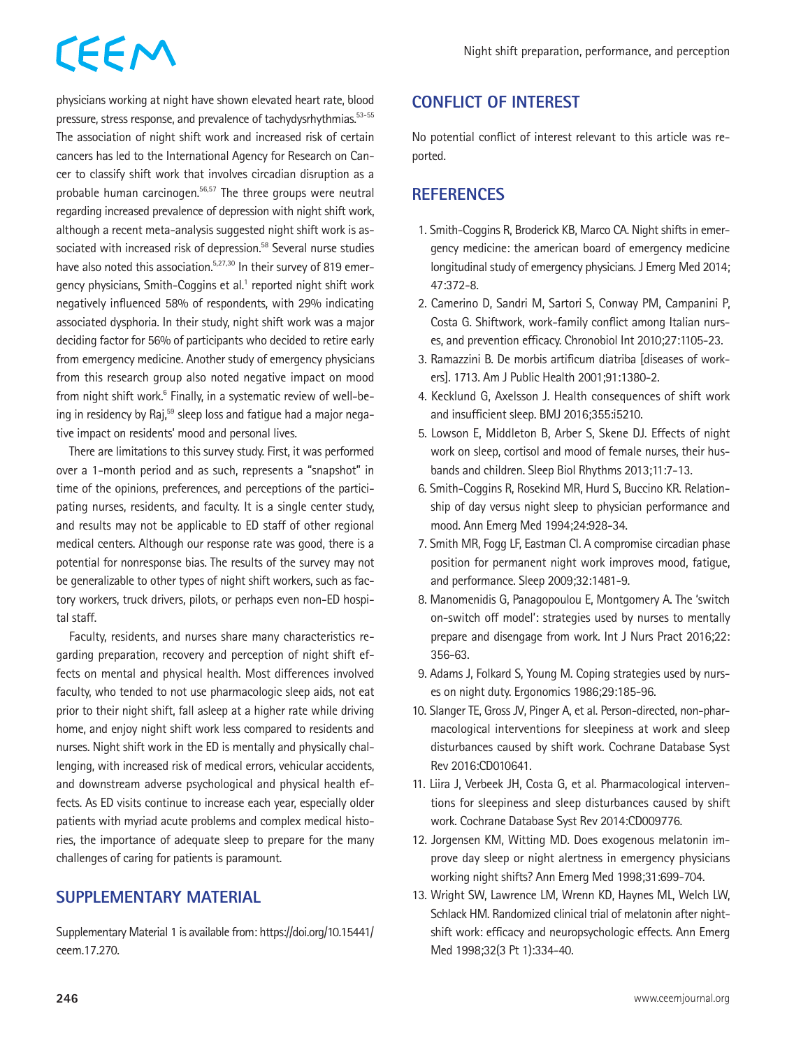physicians working at night have shown elevated heart rate, blood pressure, stress response, and prevalence of tachydysrhythmias.[53-55] The association of night shift work and increased risk of certain cancers has led to the International Agency for Research on Cancer to classify shift work that involves circadian disruption as a probable human carcinogen.[56,57] The three groups were neutral regarding increased prevalence of depression with night shift work, although a recent meta-analysis suggested night shift work is associated with increased risk of depression.[58] Several nurse studies have also noted this association.[5,27,30] In their survey of 819 emergency physicians, Smith-Coggins et al.[1] reported night shift work negatively influenced 58% of respondents, with 29% indicating associated dysphoria. In their study, night shift work was a major deciding factor for 56% of participants who decided to retire early from emergency medicine. Another study of emergency physicians from this research group also noted negative impact on mood from night shift work.[6] Finally, in a systematic review of well-being in residency by Raj,[59] sleep loss and fatigue had a major negative impact on residents' mood and personal lives.

There are limitations to this survey study. First, it was performed over a 1-month period and as such, represents a "snapshot" in time of the opinions, preferences, and perceptions of the participating nurses, residents, and faculty. It is a single center study, and results may not be applicable to ED staff of other regional medical centers. Although our response rate was good, there is a potential for nonresponse bias. The results of the survey may not be generalizable to other types of night shift workers, such as factory workers, truck drivers, pilots, or perhaps even non-ED hospital staff.

Faculty, residents, and nurses share many characteristics regarding preparation, recovery and perception of night shift effects on mental and physical health. Most differences involved faculty, who tended to not use pharmacologic sleep aids, not eat prior to their night shift, fall asleep at a higher rate while driving home, and enjoy night shift work less compared to residents and nurses. Night shift work in the ED is mentally and physically challenging, with increased risk of medical errors, vehicular accidents, and downstream adverse psychological and physical health effects. As ED visits continue to increase each year, especially older patients with myriad acute problems and complex medical histories, the importance of adequate sleep to prepare for the many challenges of caring for patients is paramount.

## SUPPLEMENTARY MATERIAL

Supplementary Material 1 is available from: https://doi.org/10.15441/ceem.17.270.

## CONFLICT OF INTEREST

No potential conflict of interest relevant to this article was reported.

## REFERENCES

1. Smith-Coggins R, Broderick KB, Marco CA. Night shifts in emergency medicine: the american board of emergency medicine longitudinal study of emergency physicians. J Emerg Med 2014; 47:372-8.
2. Camerino D, Sandri M, Sartori S, Conway PM, Campanini P, Costa G. Shiftwork, work-family conflict among Italian nurses, and prevention efficacy. Chronobiol Int 2010;27:1105-23.
3. Ramazzini B. De morbis artificum diatriba [diseases of workers]. 1713. Am J Public Health 2001;91:1380-2.
4. Kecklund G, Axelsson J. Health consequences of shift work and insufficient sleep. BMJ 2016;355:i5210.
5. Lowson E, Middleton B, Arber S, Skene DJ. Effects of night work on sleep, cortisol and mood of female nurses, their husbands and children. Sleep Biol Rhythms 2013;11:7-13.
6. Smith-Coggins R, Rosekind MR, Hurd S, Buccino KR. Relationship of day versus night sleep to physician performance and mood. Ann Emerg Med 1994;24:928-34.
7. Smith MR, Fogg LF, Eastman CI. A compromise circadian phase position for permanent night work improves mood, fatigue, and performance. Sleep 2009;32:1481-9.
8. Manomenidis G, Panagopoulou E, Montgomery A. The 'switch on-switch off model': strategies used by nurses to mentally prepare and disengage from work. Int J Nurs Pract 2016;22: 356-63.
9. Adams J, Folkard S, Young M. Coping strategies used by nurses on night duty. Ergonomics 1986;29:185-96.
10. Slanger TE, Gross JV, Pinger A, et al. Person-directed, non-pharmacological interventions for sleepiness at work and sleep disturbances caused by shift work. Cochrane Database Syst Rev 2016:CD010641.
11. Liira J, Verbeek JH, Costa G, et al. Pharmacological interventions for sleepiness and sleep disturbances caused by shift work. Cochrane Database Syst Rev 2014:CD009776.
12. Jorgensen KM, Witting MD. Does exogenous melatonin improve day sleep or night alertness in emergency physicians working night shifts? Ann Emerg Med 1998;31:699-704.
13. Wright SW, Lawrence LM, Wrenn KD, Haynes ML, Welch LW, Schlack HM. Randomized clinical trial of melatonin after night-shift work: efficacy and neuropsychologic effects. Ann Emerg Med 1998;32(3 Pt 1):334-40.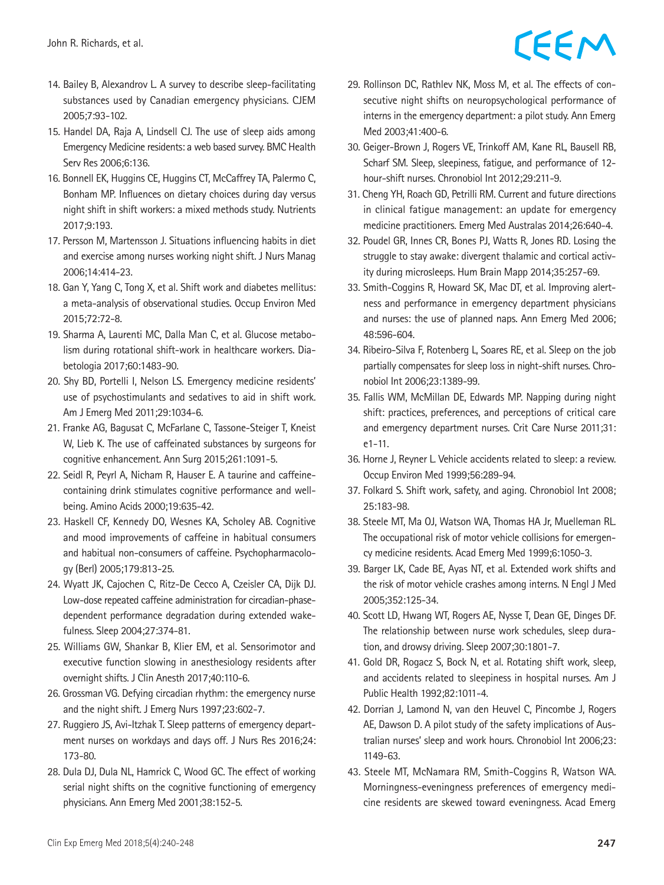14. Bailey B, Alexandrov L. A survey to describe sleep-facilitating substances used by Canadian emergency physicians. CJEM 2005;7:93-102.
15. Handel DA, Raja A, Lindsell CJ. The use of sleep aids among Emergency Medicine residents: a web based survey. BMC Health Serv Res 2006;6:136.
16. Bonnell EK, Huggins CE, Huggins CT, McCaffrey TA, Palermo C, Bonham MP. Influences on dietary choices during day versus night shift in shift workers: a mixed methods study. Nutrients 2017;9:193.
17. Persson M, Martensson J. Situations influencing habits in diet and exercise among nurses working night shift. J Nurs Manag 2006;14:414-23.
18. Gan Y, Yang C, Tong X, et al. Shift work and diabetes mellitus: a meta-analysis of observational studies. Occup Environ Med 2015;72:72-8.
19. Sharma A, Laurenti MC, Dalla Man C, et al. Glucose metabolism during rotational shift-work in healthcare workers. Diabetologia 2017;60:1483-90.
20. Shy BD, Portelli I, Nelson LS. Emergency medicine residents' use of psychostimulants and sedatives to aid in shift work. Am J Emerg Med 2011;29:1034-6.
21. Franke AG, Bagusat C, McFarlane C, Tassone-Steiger T, Kneist W, Lieb K. The use of caffeinated substances by surgeons for cognitive enhancement. Ann Surg 2015;261:1091-5.
22. Seidl R, Peyrl A, Nicham R, Hauser E. A taurine and caffeine-containing drink stimulates cognitive performance and well-being. Amino Acids 2000;19:635-42.
23. Haskell CF, Kennedy DO, Wesnes KA, Scholey AB. Cognitive and mood improvements of caffeine in habitual consumers and habitual non-consumers of caffeine. Psychopharmacology (Berl) 2005;179:813-25.
24. Wyatt JK, Cajochen C, Ritz-De Cecco A, Czeisler CA, Dijk DJ. Low-dose repeated caffeine administration for circadian-phase-dependent performance degradation during extended wakefulness. Sleep 2004;27:374-81.
25. Williams GW, Shankar B, Klier EM, et al. Sensorimotor and executive function slowing in anesthesiology residents after overnight shifts. J Clin Anesth 2017;40:110-6.
26. Grossman VG. Defying circadian rhythm: the emergency nurse and the night shift. J Emerg Nurs 1997;23:602-7.
27. Ruggiero JS, Avi-Itzhak T. Sleep patterns of emergency department nurses on workdays and days off. J Nurs Res 2016;24:173-80.
28. Dula DJ, Dula NL, Hamrick C, Wood GC. The effect of working serial night shifts on the cognitive functioning of emergency physicians. Ann Emerg Med 2001;38:152-5.
29. Rollinson DC, Rathlev NK, Moss M, et al. The effects of consecutive night shifts on neuropsychological performance of interns in the emergency department: a pilot study. Ann Emerg Med 2003;41:400-6.
30. Geiger-Brown J, Rogers VE, Trinkoff AM, Kane RL, Bausell RB, Scharf SM. Sleep, sleepiness, fatigue, and performance of 12-hour-shift nurses. Chronobiol Int 2012;29:211-9.
31. Cheng YH, Roach GD, Petrilli RM. Current and future directions in clinical fatigue management: an update for emergency medicine practitioners. Emerg Med Australas 2014;26:640-4.
32. Poudel GR, Innes CR, Bones PJ, Watts R, Jones RD. Losing the struggle to stay awake: divergent thalamic and cortical activity during microsleeps. Hum Brain Mapp 2014;35:257-69.
33. Smith-Coggins R, Howard SK, Mac DT, et al. Improving alertness and performance in emergency department physicians and nurses: the use of planned naps. Ann Emerg Med 2006;48:596-604.
34. Ribeiro-Silva F, Rotenberg L, Soares RE, et al. Sleep on the job partially compensates for sleep loss in night-shift nurses. Chronobiol Int 2006;23:1389-99.
35. Fallis WM, McMillan DE, Edwards MP. Napping during night shift: practices, preferences, and perceptions of critical care and emergency department nurses. Crit Care Nurse 2011;31:e1-11.
36. Horne J, Reyner L. Vehicle accidents related to sleep: a review. Occup Environ Med 1999;56:289-94.
37. Folkard S. Shift work, safety, and aging. Chronobiol Int 2008;25:183-98.
38. Steele MT, Ma OJ, Watson WA, Thomas HA Jr, Muelleman RL. The occupational risk of motor vehicle collisions for emergency medicine residents. Acad Emerg Med 1999;6:1050-3.
39. Barger LK, Cade BE, Ayas NT, et al. Extended work shifts and the risk of motor vehicle crashes among interns. N Engl J Med 2005;352:125-34.
40. Scott LD, Hwang WT, Rogers AE, Nysse T, Dean GE, Dinges DF. The relationship between nurse work schedules, sleep duration, and drowsy driving. Sleep 2007;30:1801-7.
41. Gold DR, Rogacz S, Bock N, et al. Rotating shift work, sleep, and accidents related to sleepiness in hospital nurses. Am J Public Health 1992;82:1011-4.
42. Dorrian J, Lamond N, van den Heuvel C, Pincombe J, Rogers AE, Dawson D. A pilot study of the safety implications of Australian nurses' sleep and work hours. Chronobiol Int 2006;23:1149-63.
43. Steele MT, McNamara RM, Smith-Coggins R, Watson WA. Morningness-eveningness preferences of emergency medicine residents are skewed toward eveningness. Acad Emerg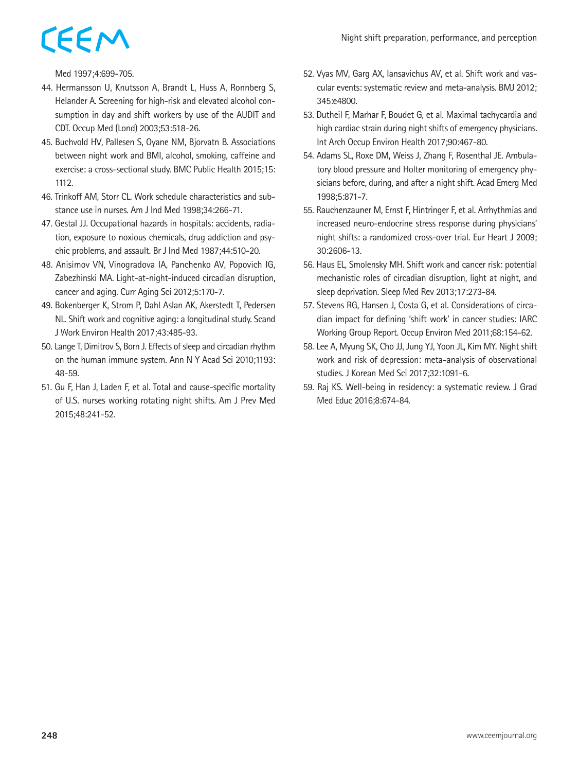Med 1997;4:699-705.

44. Hermansson U, Knutsson A, Brandt L, Huss A, Ronnberg S, Helander A. Screening for high-risk and elevated alcohol consumption in day and shift workers by use of the AUDIT and CDT. Occup Med (Lond) 2003;53:518-26.
45. Buchvold HV, Pallesen S, Oyane NM, Bjorvatn B. Associations between night work and BMI, alcohol, smoking, caffeine and exercise: a cross-sectional study. BMC Public Health 2015;15:1112.
46. Trinkoff AM, Storr CL. Work schedule characteristics and substance use in nurses. Am J Ind Med 1998;34:266-71.
47. Gestal JJ. Occupational hazards in hospitals: accidents, radiation, exposure to noxious chemicals, drug addiction and psychic problems, and assault. Br J Ind Med 1987;44:510-20.
48. Anisimov VN, Vinogradova IA, Panchenko AV, Popovich IG, Zabezhinski MA. Light-at-night-induced circadian disruption, cancer and aging. Curr Aging Sci 2012;5:170-7.
49. Bokenberger K, Strom P, Dahl Aslan AK, Akerstedt T, Pedersen NL. Shift work and cognitive aging: a longitudinal study. Scand J Work Environ Health 2017;43:485-93.
50. Lange T, Dimitrov S, Born J. Effects of sleep and circadian rhythm on the human immune system. Ann N Y Acad Sci 2010;1193:48-59.
51. Gu F, Han J, Laden F, et al. Total and cause-specific mortality of U.S. nurses working rotating night shifts. Am J Prev Med 2015;48:241-52.
52. Vyas MV, Garg AX, Iansavichus AV, et al. Shift work and vascular events: systematic review and meta-analysis. BMJ 2012;345:e4800.
53. Dutheil F, Marhar F, Boudet G, et al. Maximal tachycardia and high cardiac strain during night shifts of emergency physicians. Int Arch Occup Environ Health 2017;90:467-80.
54. Adams SL, Roxe DM, Weiss J, Zhang F, Rosenthal JE. Ambulatory blood pressure and Holter monitoring of emergency physicians before, during, and after a night shift. Acad Emerg Med 1998;5:871-7.
55. Rauchenzauner M, Ernst F, Hintringer F, et al. Arrhythmias and increased neuro-endocrine stress response during physicians' night shifts: a randomized cross-over trial. Eur Heart J 2009;30:2606-13.
56. Haus EL, Smolensky MH. Shift work and cancer risk: potential mechanistic roles of circadian disruption, light at night, and sleep deprivation. Sleep Med Rev 2013;17:273-84.
57. Stevens RG, Hansen J, Costa G, et al. Considerations of circadian impact for defining 'shift work' in cancer studies: IARC Working Group Report. Occup Environ Med 2011;68:154-62.
58. Lee A, Myung SK, Cho JJ, Jung YJ, Yoon JL, Kim MY. Night shift work and risk of depression: meta-analysis of observational studies. J Korean Med Sci 2017;32:1091-6.
59. Raj KS. Well-being in residency: a systematic review. J Grad Med Educ 2016;8:674-84.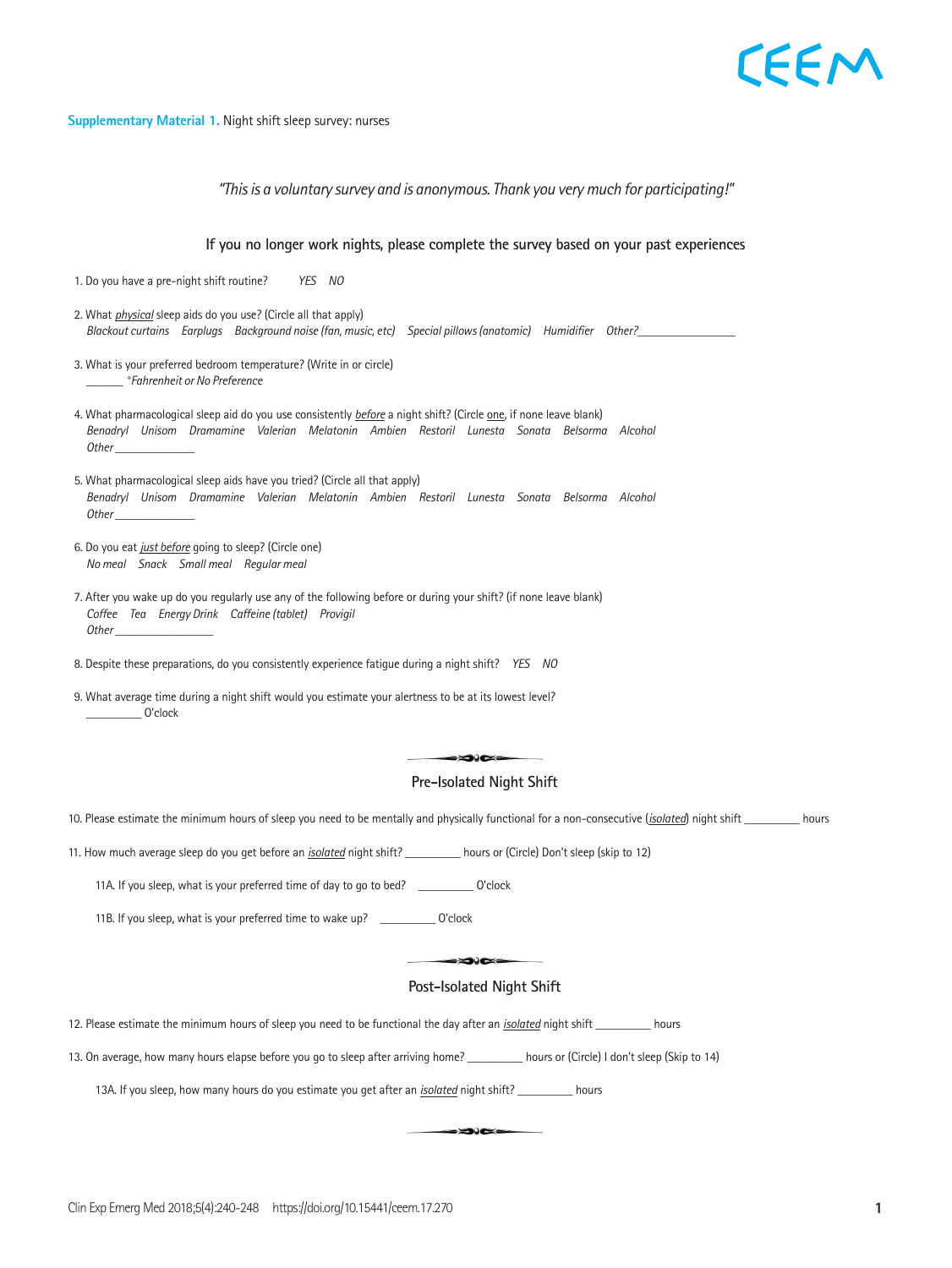**Supplementary Material 1.** Night shift sleep survey: nurses

*"This is a voluntary survey and is anonymous. Thank you very much for participating!"*

**If you no longer work nights, please complete the survey based on your past experiences**

1. Do you have a pre-night shift routine? *YES NO*

2. What *physical* sleep aids do you use? (Circle all that apply)
   *Blackout curtains Earplugs Background noise (fan, music, etc) Special pillows (anatomic) Humidifier Other?*\_\_\_\_\_\_\_\_\_\_\_\_\_\_\_\_

3. What is your preferred bedroom temperature? (Write in or circle)
   \_\_\_\_\_\_ *°Fahrenheit or No Preference*

4. What pharmacological sleep aid do you use consistently *before* a night shift? (Circle one, if none leave blank)
   *Benadryl Unisom Dramamine Valerian Melatonin Ambien Restoril Lunesta Sonata Belsorma Alcohol*
   *Other* \_\_\_\_\_\_\_\_\_\_\_\_\_

5. What pharmacological sleep aids have you tried? (Circle all that apply)
   *Benadryl Unisom Dramamine Valerian Melatonin Ambien Restoril Lunesta Sonata Belsorma Alcohol*
   *Other* \_\_\_\_\_\_\_\_\_\_\_\_\_

6. Do you eat *just before* going to sleep? (Circle one)
   *No meal Snack Small meal Regular meal*

7. After you wake up do you regularly use any of the following before or during your shift? (if none leave blank)
   *Coffee Tea Energy Drink Caffeine (tablet) Provigil*
   *Other* \_\_\_\_\_\_\_\_\_\_\_\_\_\_\_\_

8. Despite these preparations, do you consistently experience fatigue during a night shift? *YES NO*

9. What average time during a night shift would you estimate your alertness to be at its lowest level?
   \_\_\_\_\_\_\_\_\_ O'clock

### Pre-Isolated Night Shift

10. Please estimate the minimum hours of sleep you need to be mentally and physically functional for a non-consecutive (*isolated*) night shift \_\_\_\_\_\_\_\_\_ hours

11. How much average sleep do you get before an *isolated* night shift? \_\_\_\_\_\_\_\_\_ hours or (Circle) Don't sleep (skip to 12)

    11A. If you sleep, what is your preferred time of day to go to bed? \_\_\_\_\_\_\_\_\_ O'clock

    11B. If you sleep, what is your preferred time to wake up? \_\_\_\_\_\_\_\_\_ O'clock

### Post-Isolated Night Shift

12. Please estimate the minimum hours of sleep you need to be functional the day after an *isolated* night shift \_\_\_\_\_\_\_\_\_ hours

13. On average, how many hours elapse before you go to sleep after arriving home? \_\_\_\_\_\_\_\_\_ hours or (Circle) I don't sleep (Skip to 14)

    13A. If you sleep, how many hours do you estimate you get after an *isolated* night shift? \_\_\_\_\_\_\_\_\_ hours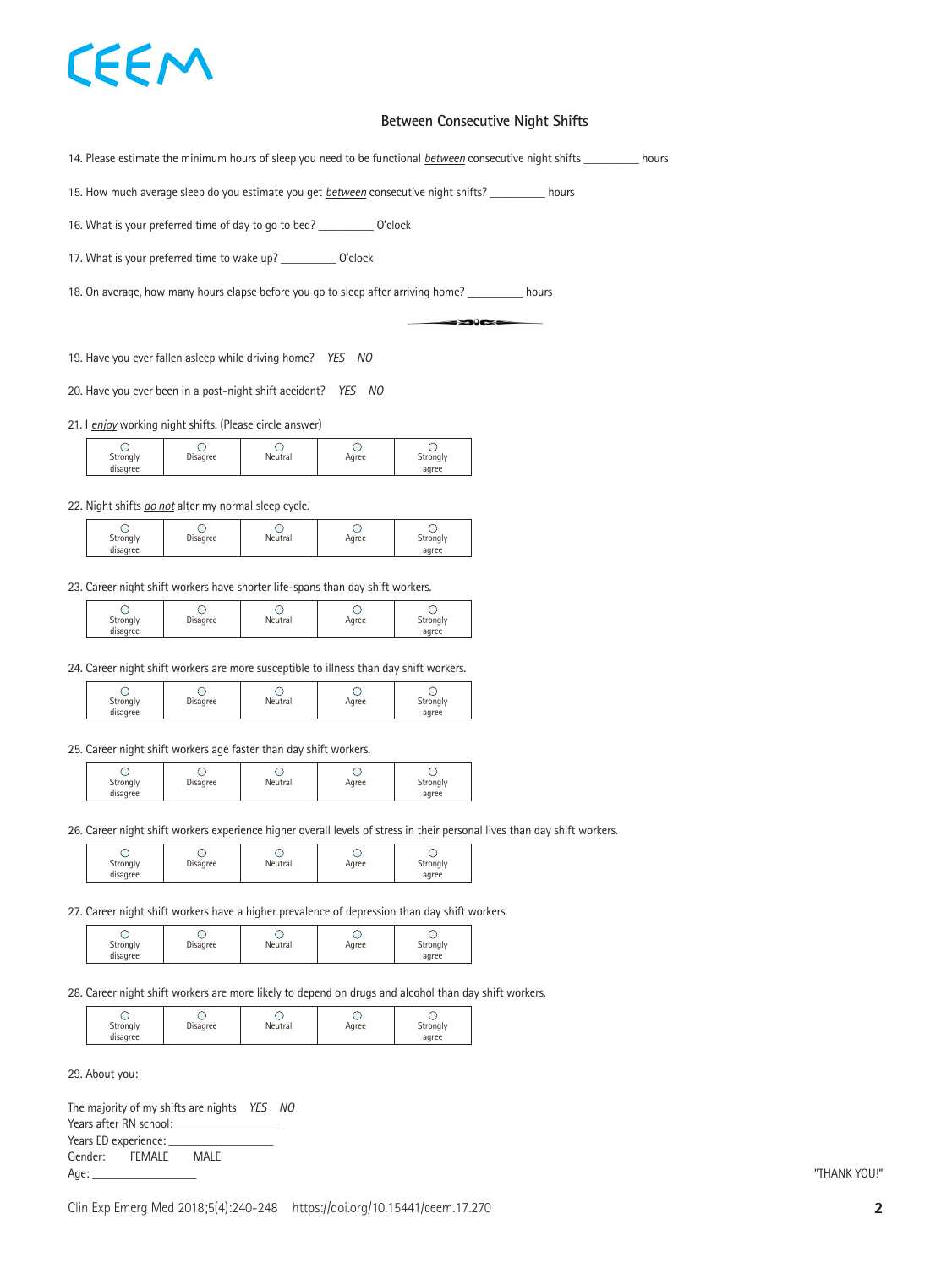## Between Consecutive Night Shifts

14. Please estimate the minimum hours of sleep you need to be functional *between* consecutive night shifts _________ hours

15. How much average sleep do you estimate you get *between* consecutive night shifts? _________ hours

16. What is your preferred time of day to go to bed? _________ O'clock

17. What is your preferred time to wake up? _________ O'clock

18. On average, how many hours elapse before you go to sleep after arriving home? _________ hours

19. Have you ever fallen asleep while driving home? *YES NO*

20. Have you ever been in a post-night shift accident? *YES NO*

21. I *enjoy* working night shifts. (Please circle answer)

| | | | | |
|---|---|---|---|---|
| ○ Strongly disagree | ○ Disagree | ○ Neutral | ○ Agree | ○ Strongly agree |

22. Night shifts *do not* alter my normal sleep cycle.

| | | | | |
|---|---|---|---|---|
| ○ Strongly disagree | ○ Disagree | ○ Neutral | ○ Agree | ○ Strongly agree |

23. Career night shift workers have shorter life-spans than day shift workers.

| | | | | |
|---|---|---|---|---|
| ○ Strongly disagree | ○ Disagree | ○ Neutral | ○ Agree | ○ Strongly agree |

24. Career night shift workers are more susceptible to illness than day shift workers.

| | | | | |
|---|---|---|---|---|
| ○ Strongly disagree | ○ Disagree | ○ Neutral | ○ Agree | ○ Strongly agree |

25. Career night shift workers age faster than day shift workers.

| | | | | |
|---|---|---|---|---|
| ○ Strongly disagree | ○ Disagree | ○ Neutral | ○ Agree | ○ Strongly agree |

26. Career night shift workers experience higher overall levels of stress in their personal lives than day shift workers.

| | | | | |
|---|---|---|---|---|
| ○ Strongly disagree | ○ Disagree | ○ Neutral | ○ Agree | ○ Strongly agree |

27. Career night shift workers have a higher prevalence of depression than day shift workers.

| | | | | |
|---|---|---|---|---|
| ○ Strongly disagree | ○ Disagree | ○ Neutral | ○ Agree | ○ Strongly agree |

28. Career night shift workers are more likely to depend on drugs and alcohol than day shift workers.

| | | | | |
|---|---|---|---|---|
| ○ Strongly disagree | ○ Disagree | ○ Neutral | ○ Agree | ○ Strongly agree |

29. About you:

The majority of my shifts are nights *YES NO*
Years after RN school: _________________
Years ED experience: _________________
Gender: FEMALE MALE
Age: _________________

"THANK YOU!"